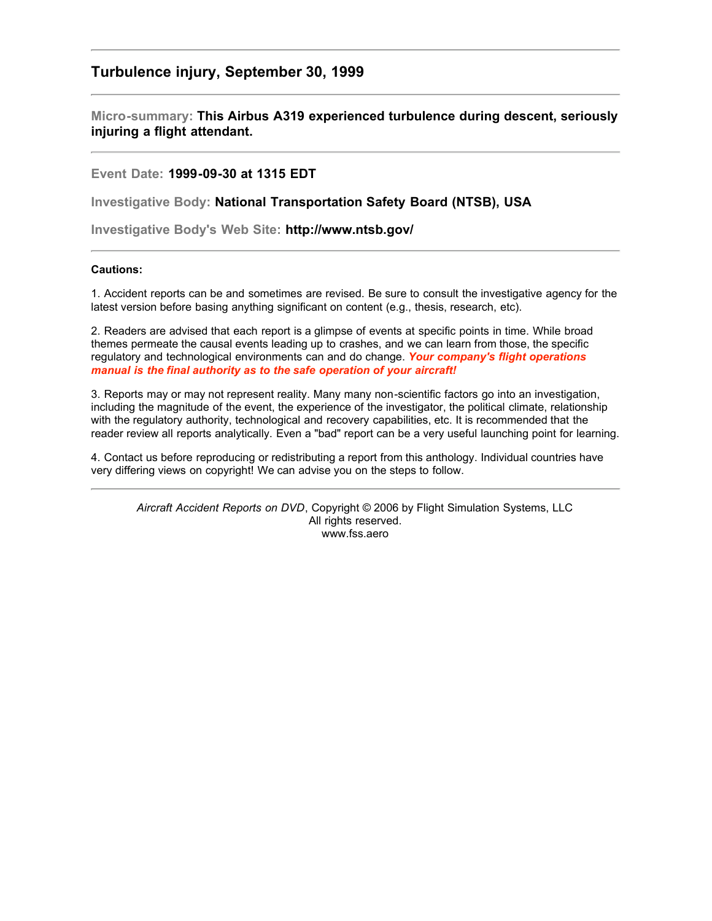## Turbulence injury, September 30, 1999

---

**Micro-summary:** **This Airbus A319 experienced turbulence during descent, seriously injuring a flight attendant.**

---

**Event Date:** **1999-09-30 at 1315 EDT**

**Investigative Body:** **National Transportation Safety Board (NTSB), USA**

**Investigative Body's Web Site:** **http://www.ntsb.gov/**

---

**Cautions:**

1. Accident reports can be and sometimes are revised. Be sure to consult the investigative agency for the latest version before basing anything significant on content (e.g., thesis, research, etc).

2. Readers are advised that each report is a glimpse of events at specific points in time. While broad themes permeate the causal events leading up to crashes, and we can learn from those, the specific regulatory and technological environments can and do change. ***Your company's flight operations manual is the final authority as to the safe operation of your aircraft!***

3. Reports may or may not represent reality. Many many non-scientific factors go into an investigation, including the magnitude of the event, the experience of the investigator, the political climate, relationship with the regulatory authority, technological and recovery capabilities, etc. It is recommended that the reader review all reports analytically. Even a "bad" report can be a very useful launching point for learning.

4. Contact us before reproducing or redistributing a report from this anthology. Individual countries have very differing views on copyright! We can advise you on the steps to follow.

---

*Aircraft Accident Reports on DVD*, Copyright © 2006 by Flight Simulation Systems, LLC
All rights reserved.
www.fss.aero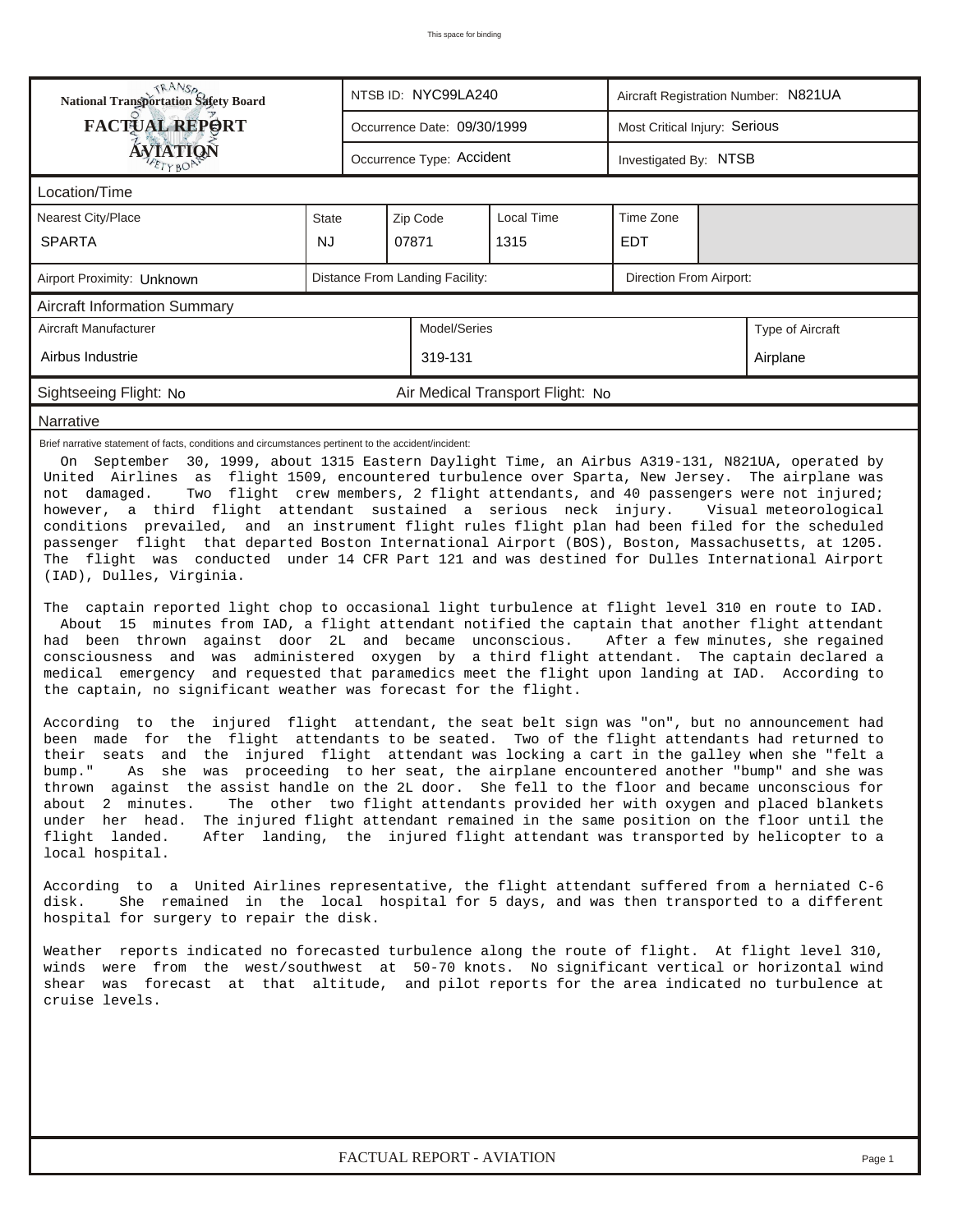This space for binding

| National Transportation Safety Board FACTUAL REPORT AVIATION | NTSB ID: NYC99LA240 | Aircraft Registration Number: N821UA |
|---|---|---|
| | Occurrence Date: 09/30/1999 | Most Critical Injury: Serious |
| | Occurrence Type: Accident | Investigated By: NTSB |

## Location/Time

| Nearest City/Place | State | Zip Code | Local Time | Time Zone |
|---|---|---|---|---|
| SPARTA | NJ | 07871 | 1315 | EDT |

| Airport Proximity: Unknown | Distance From Landing Facility: | Direction From Airport: |
|---|---|---|

## Aircraft Information Summary

| Aircraft Manufacturer | Model/Series | Type of Aircraft |
|---|---|---|
| Airbus Industrie | 319-131 | Airplane |

Sightseeing Flight: No    Air Medical Transport Flight: No

## Narrative

Brief narrative statement of facts, conditions and circumstances pertinent to the accident/incident:

On September 30, 1999, about 1315 Eastern Daylight Time, an Airbus A319-131, N821UA, operated by United Airlines as flight 1509, encountered turbulence over Sparta, New Jersey. The airplane was not damaged. Two flight crew members, 2 flight attendants, and 40 passengers were not injured; however, a third flight attendant sustained a serious neck injury. Visual meteorological conditions prevailed, and an instrument flight rules flight plan had been filed for the scheduled passenger flight that departed Boston International Airport (BOS), Boston, Massachusetts, at 1205. The flight was conducted under 14 CFR Part 121 and was destined for Dulles International Airport (IAD), Dulles, Virginia.

The captain reported light chop to occasional light turbulence at flight level 310 en route to IAD. About 15 minutes from IAD, a flight attendant notified the captain that another flight attendant had been thrown against door 2L and became unconscious. After a few minutes, she regained consciousness and was administered oxygen by a third flight attendant. The captain declared a medical emergency and requested that paramedics meet the flight upon landing at IAD. According to the captain, no significant weather was forecast for the flight.

According to the injured flight attendant, the seat belt sign was "on", but no announcement had been made for the flight attendants to be seated. Two of the flight attendants had returned to their seats and the injured flight attendant was locking a cart in the galley when she "felt a bump." As she was proceeding to her seat, the airplane encountered another "bump" and she was thrown against the assist handle on the 2L door. She fell to the floor and became unconscious for about 2 minutes. The other two flight attendants provided her with oxygen and placed blankets under her head. The injured flight attendant remained in the same position on the floor until the flight landed. After landing, the injured flight attendant was transported by helicopter to a local hospital.

According to a United Airlines representative, the flight attendant suffered from a herniated C-6 disk. She remained in the local hospital for 5 days, and was then transported to a different hospital for surgery to repair the disk.

Weather reports indicated no forecasted turbulence along the route of flight. At flight level 310, winds were from the west/southwest at 50-70 knots. No significant vertical or horizontal wind shear was forecast at that altitude, and pilot reports for the area indicated no turbulence at cruise levels.

FACTUAL REPORT - AVIATION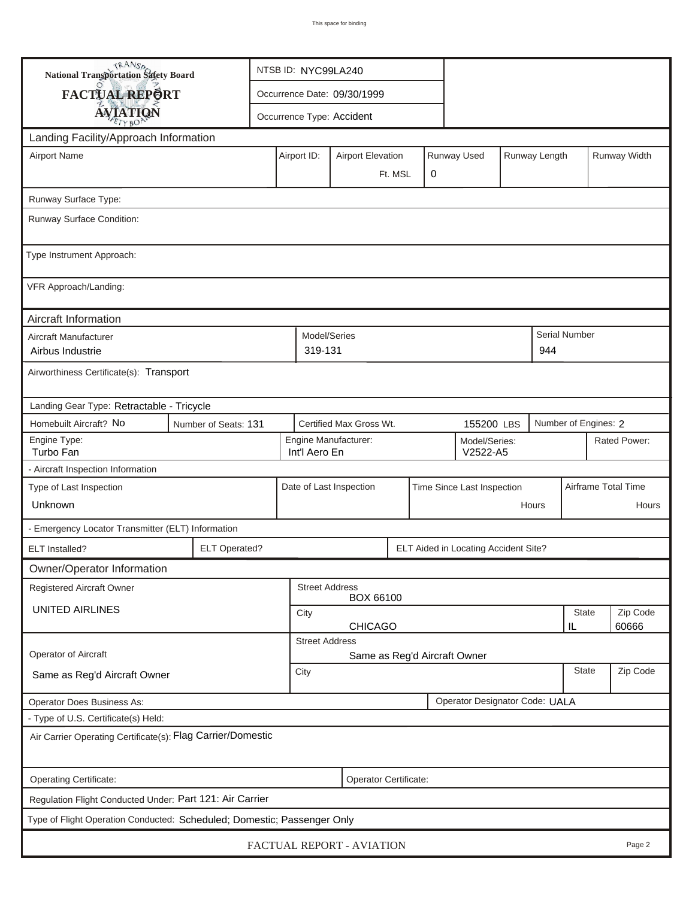This space for binding

**National Transportation Safety Board**

**FACTUAL REPORT**

**AVIATION**

| NTSB ID: NYC99LA240 |
|---|
| Occurrence Date: 09/30/1999 |
| Occurrence Type: Accident |

## Landing Facility/Approach Information

| Airport Name | Airport ID: | Airport Elevation | Runway Used | Runway Length | Runway Width |
|---|---|---|---|---|---|
| | | Ft. MSL | 0 | | |

Runway Surface Type:

Runway Surface Condition:

Type Instrument Approach:

VFR Approach/Landing:

## Aircraft Information

| Aircraft Manufacturer | Model/Series | Serial Number |
|---|---|---|
| Airbus Industrie | 319-131 | 944 |

Airworthiness Certificate(s): Transport

Landing Gear Type: Retractable - Tricycle

| Homebuilt Aircraft? No | Number of Seats: 131 | Certified Max Gross Wt. 155200 LBS | Number of Engines: 2 |
|---|---|---|---|

| Engine Type: | Engine Manufacturer: | Model/Series: | Rated Power: |
|---|---|---|---|
| Turbo Fan | Int'l Aero En | V2522-A5 | |

- Aircraft Inspection Information

| Type of Last Inspection | Date of Last Inspection | Time Since Last Inspection | Airframe Total Time |
|---|---|---|---|
| Unknown | | Hours | Hours |

- Emergency Locator Transmitter (ELT) Information

| ELT Installed? | ELT Operated? | ELT Aided in Locating Accident Site? |
|---|---|---|
| | | |

## Owner/Operator Information

| Registered Aircraft Owner | Street Address | | |
|---|---|---|---|
| UNITED AIRLINES | BOX 66100 | | |
| | City | State | Zip Code |
| | CHICAGO | IL | 60666 |

| Operator of Aircraft | Street Address | | |
|---|---|---|---|
| Same as Reg'd Aircraft Owner | Same as Reg'd Aircraft Owner | | |
| | City | State | Zip Code |
| | | | |

| Operator Does Business As: | Operator Designator Code: UALA |
|---|---|

- Type of U.S. Certificate(s) Held:

Air Carrier Operating Certificate(s): Flag Carrier/Domestic

| Operating Certificate: | Operator Certificate: |
|---|---|

Regulation Flight Conducted Under: Part 121: Air Carrier

Type of Flight Operation Conducted: Scheduled; Domestic; Passenger Only

FACTUAL REPORT - AVIATION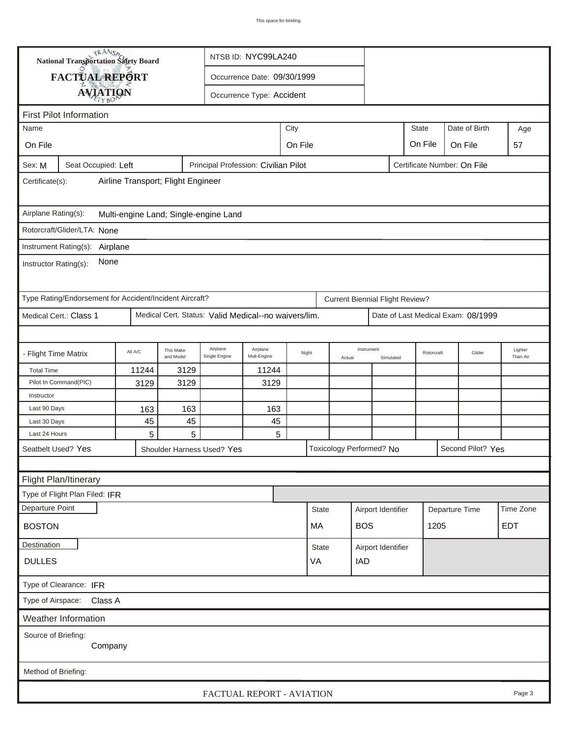National Transportation Safety Board

**FACTUAL REPORT**

**AVIATION**

NTSB ID: NYC99LA240

Occurrence Date: 09/30/1999

Occurrence Type: Accident

## First Pilot Information

| Name | City | State | Date of Birth | Age |
|---|---|---|---|---|
| On File | On File | On File | On File | 57 |

Sex: M | Seat Occupied: Left | Principal Profession: Civilian Pilot | Certificate Number: On File

Certificate(s): Airline Transport; Flight Engineer

Airplane Rating(s): Multi-engine Land; Single-engine Land

Rotorcraft/Glider/LTA: None

Instrument Rating(s): Airplane

Instructor Rating(s): None

Type Rating/Endorsement for Accident/Incident Aircraft?

Current Biennial Flight Review?

Medical Cert.: Class 1 | Medical Cert. Status: Valid Medical--no waivers/lim. | Date of Last Medical Exam: 08/1999

| - Flight Time Matrix | All A/C | This Make and Model | Airplane Single Engine | Airplane Mult-Engine | Night | Instrument Actual | Instrument Simulated | Rotorcraft | Glider | Lighter Than Air |
|---|---|---|---|---|---|---|---|---|---|---|
| Total Time | 11244 | 3129 | | 11244 | | | | | | |
| Pilot In Command(PIC) | 3129 | 3129 | | 3129 | | | | | | |
| Instructor | | | | | | | | | | |
| Last 90 Days | 163 | 163 | | 163 | | | | | | |
| Last 30 Days | 45 | 45 | | 45 | | | | | | |
| Last 24 Hours | 5 | 5 | | 5 | | | | | | |

Seatbelt Used? Yes | Shoulder Harness Used? Yes | Toxicology Performed? No | Second Pilot? Yes

## Flight Plan/Itinerary

Type of Flight Plan Filed: IFR

| Departure Point | State | Airport Identifier | Departure Time | Time Zone |
|---|---|---|---|---|
| BOSTON | MA | BOS | 1205 | EDT |

| Destination | State | Airport Identifier |
|---|---|---|
| DULLES | VA | IAD |

Type of Clearance: IFR

Type of Airspace: Class A

## Weather Information

Source of Briefing: Company

Method of Briefing: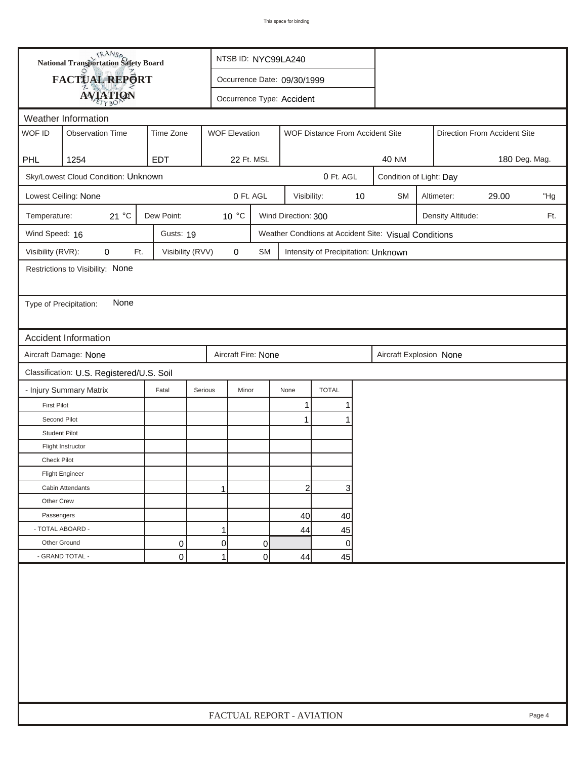National Transportation Safety Board

# FACTUAL REPORT AVIATION

NTSB ID: NYC99LA240

Occurrence Date: 09/30/1999

Occurrence Type: Accident

## Weather Information

| WOF ID | Observation Time | Time Zone | WOF Elevation | WOF Distance From Accident Site | Direction From Accident Site |
|---|---|---|---|---|---|
| PHL | 1254 | EDT | 22 Ft. MSL | 40 NM | 180 Deg. Mag. |

Sky/Lowest Cloud Condition: Unknown 0 Ft. AGL

Condition of Light: Day

Lowest Ceiling: None 0 Ft. AGL

Visibility: 10 SM

Altimeter: 29.00 "Hg

Temperature: 21 °C

Dew Point: 10 °C

Wind Direction: 300

Density Altitude: Ft.

Wind Speed: 16

Gusts: 19

Weather Condtions at Accident Site: Visual Conditions

Visibility (RVR): 0 Ft.

Visibility (RVV) 0 SM

Intensity of Precipitation: Unknown

Restrictions to Visibility: None

Type of Precipitation: None

## Accident Information

Aircraft Damage: None

Aircraft Fire: None

Aircraft Explosion None

Classification: U.S. Registered/U.S. Soil

| - Injury Summary Matrix | Fatal | Serious | Minor | None | TOTAL |
|---|---|---|---|---|---|
| First Pilot | | | | 1 | 1 |
| Second Pilot | | | | 1 | 1 |
| Student Pilot | | | | | |
| Flight Instructor | | | | | |
| Check Pilot | | | | | |
| Flight Engineer | | | | | |
| Cabin Attendants | | 1 | | 2 | 3 |
| Other Crew | | | | | |
| Passengers | | | | 40 | 40 |
| - TOTAL ABOARD - | | 1 | | 44 | 45 |
| Other Ground | 0 | 0 | 0 | | 0 |
| - GRAND TOTAL - | 0 | 1 | 0 | 44 | 45 |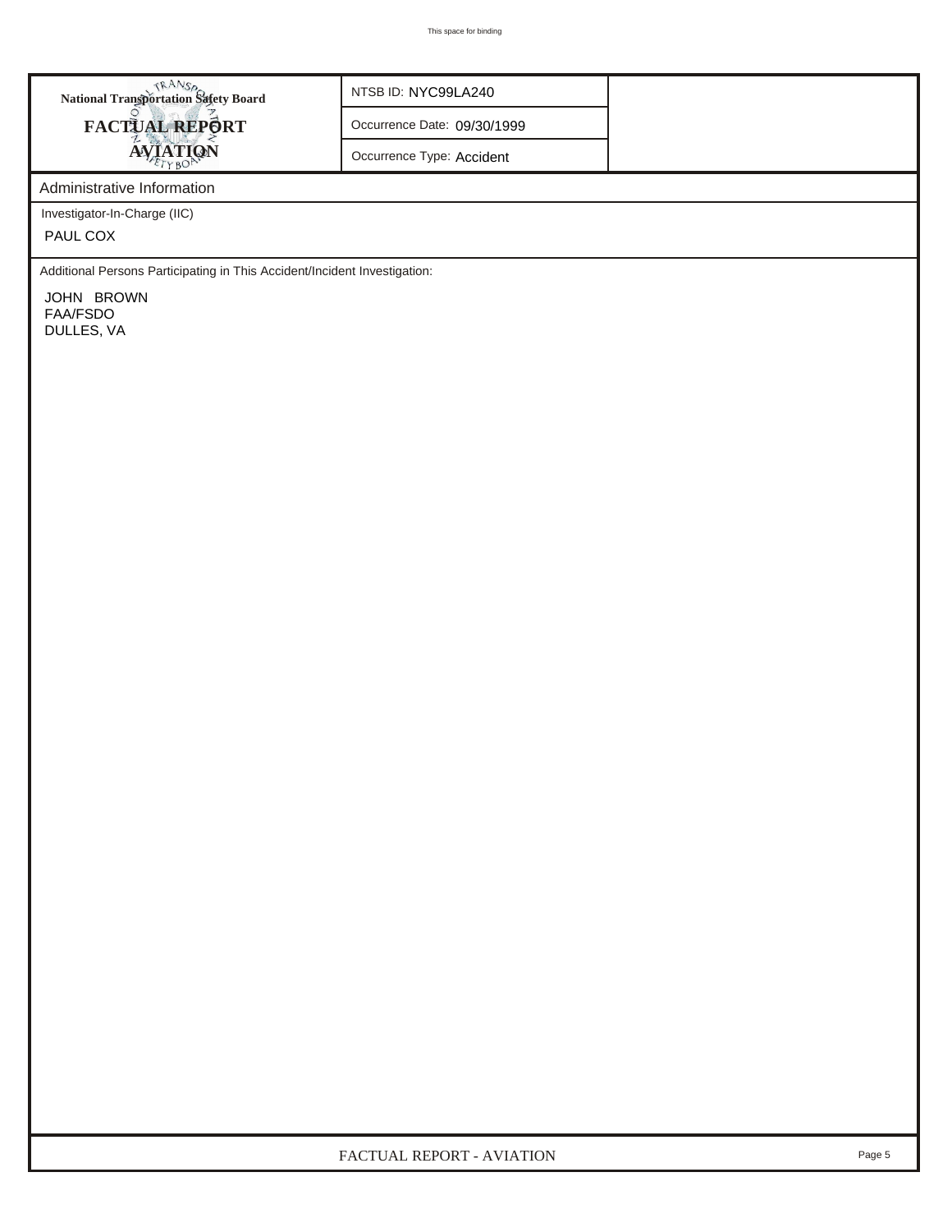National Transportation Safety Board

**FACTUAL REPORT**

**AVIATION**

| | |
|---|---|
| NTSB ID: NYC99LA240 | |
| Occurrence Date: 09/30/1999 | |
| Occurrence Type: Accident | |

## Administrative Information

Investigator-In-Charge (IIC)

PAUL COX

Additional Persons Participating in This Accident/Incident Investigation:

JOHN BROWN
FAA/FSDO
DULLES, VA